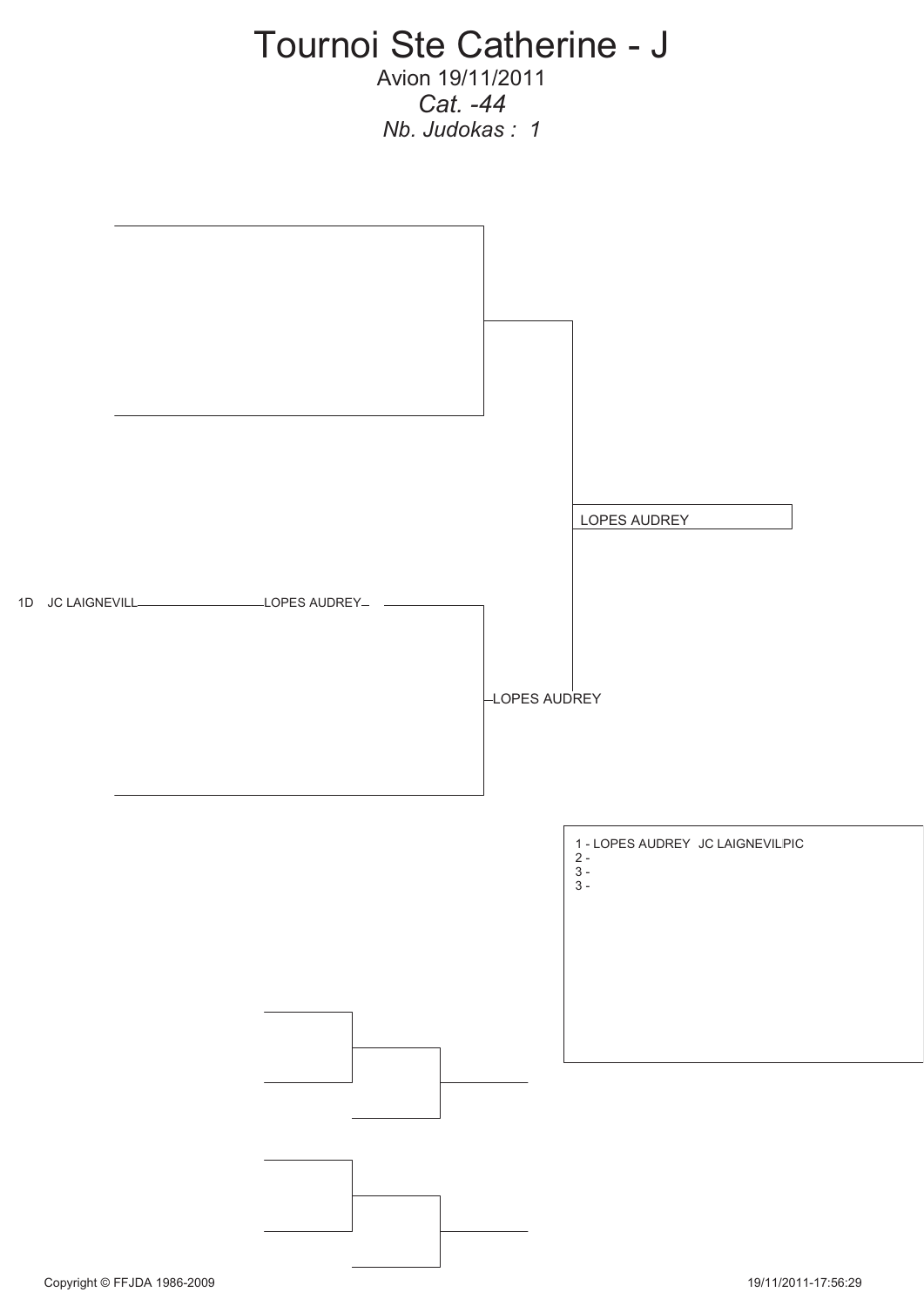# Tournoi Ste Catherine - J

Avion 19/11/2011

*Cat. -44*

*Nb. Judokas : 1*

LOPES AUDREY

1D JC LAIGNEVILL LOPES AUDREY

LOPES AUDREY

1 - LOPES AUDREY JC LAIGNEVILPIC
2 -
3 -
3 -

Copyright © FFJDA 1986-2009

19/11/2011-17:56:29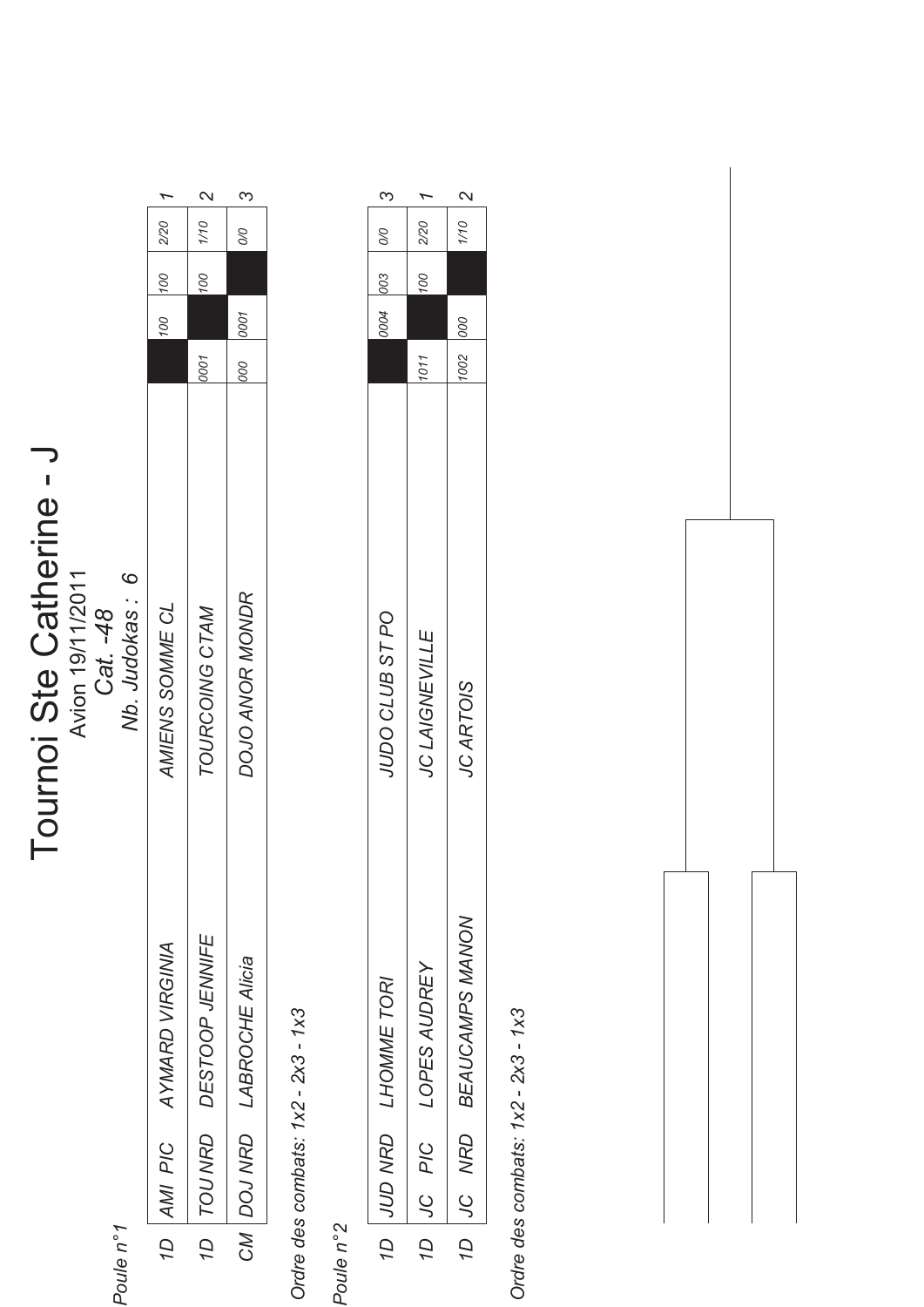# Tournoi Ste Catherine - J

Avion 19/11/2011

*Cat. -48*

*Nb. Judokas : 6*

*Poule n°1*

| | | | | | | | | |
|---|---|---|---|---|---|---|---|---|
| 1D | AMI PIC | AYMARD VIRGINIA | AMIENS SOMME CL | | 100 | 100 | 2/20 | 1 |
| 1D | TOU NRD | DESTOOP JENNIFE | TOURCOING CTAM | 0001 | | 100 | 1/10 | 2 |
| CM | DOJ NRD | LABROCHE Alicia | DOJO ANOR MONDR | 000 | 0001 | | 0/0 | 3 |

*Ordre des combats: 1x2 - 2x3 - 1x3*

*Poule n°2*

| | | | | | | | | |
|---|---|---|---|---|---|---|---|---|
| 1D | JUD NRD | LHOMME TORI | JUDO CLUB ST PO | | 0004 | 003 | 0/0 | 3 |
| 1D | JC PIC | LOPES AUDREY | JC LAIGNEVILLE | 1011 | | 100 | 2/20 | 1 |
| 1D | JC NRD | BEAUCAMPS MANON | JC ARTOIS | 1002 | 000 | | 1/10 | 2 |

*Ordre des combats: 1x2 - 2x3 - 1x3*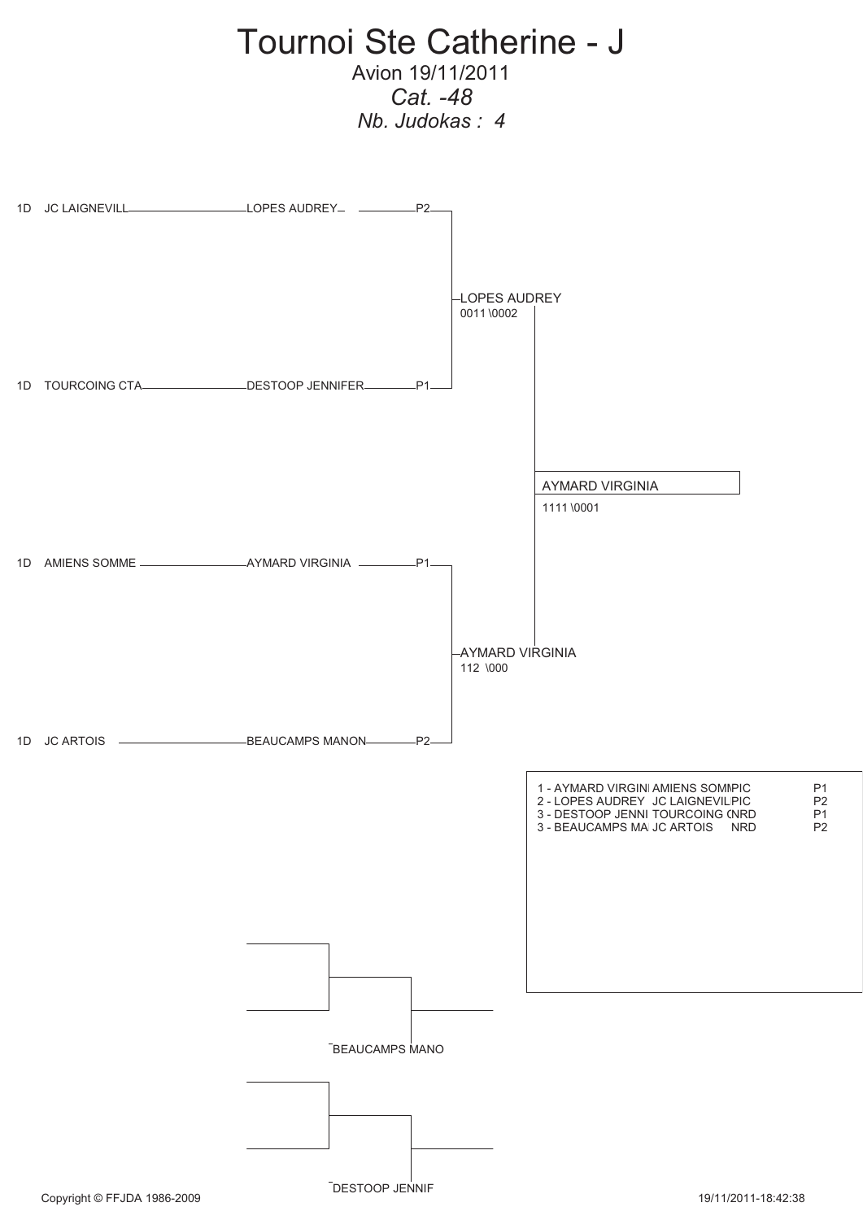# Tournoi Ste Catherine - J

Avion 19/11/2011

*Cat. -48*

*Nb. Judokas : 4*

1D JC LAIGNEVILL — LOPES AUDREY — P2

1D TOURCOING CTA — DESTOOP JENNIFER — P1

LOPES AUDREY
0011 \0002

1D AMIENS SOMME — AYMARD VIRGINIA — P1

1D JC ARTOIS — BEAUCAMPS MANON — P2

AYMARD VIRGINIA
112 \000

AYMARD VIRGINIA
1111 \0001

| | | | |
|---|---|---|---|
| 1 - AYMARD VIRGINI | AMIENS SOMMPIC | | P1 |
| 2 - LOPES AUDREY | JC LAIGNEVILPIC | | P2 |
| 3 - DESTOOP JENNI | TOURCOING (NRD | | P1 |
| 3 - BEAUCAMPS MA | JC ARTOIS | NRD | P2 |

BEAUCAMPS MANO

DESTOOP JENNIF

Copyright © FFJDA 1986-2009

19/11/2011-18:42:38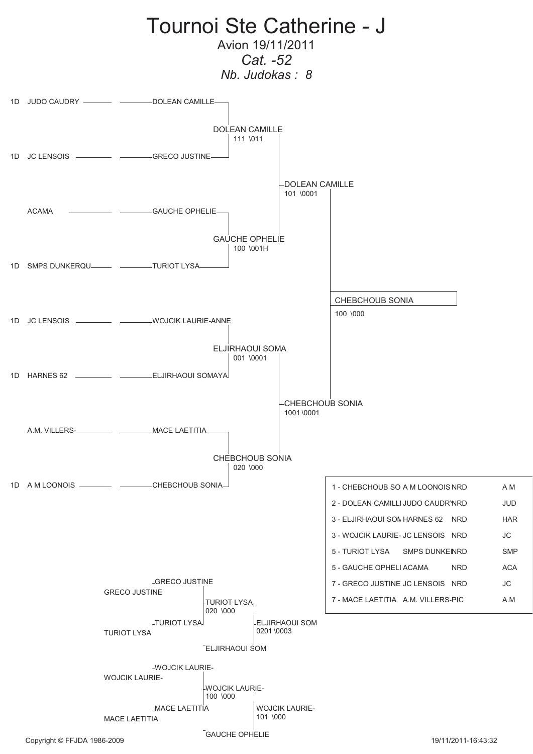# Tournoi Ste Catherine - J

Avion 19/11/2011

*Cat. -52*

*Nb. Judokas : 8*

## Tableau principal

| Club | Judoka | Tour 1 | Demi-finale | Finale |
|---|---|---|---|---|
| 1D JUDO CAUDRY | DOLEAN CAMILLE | DOLEAN CAMILLE 111 \011 | DOLEAN CAMILLE 101 \0001 | CHEBCHOUB SONIA 100 \000 |
| 1D JC LENSOIS | GRECO JUSTINE | | | |
| ACAMA | GAUCHE OPHELIE | GAUCHE OPHELIE 100 \001H | | |
| 1D SMPS DUNKERQU | TURIOT LYSA | | | |
| 1D JC LENSOIS | WOJCIK LAURIE-ANNE | ELJIRHAOUI SOMA 001 \0001 | CHEBCHOUB SONIA 1001 \0001 | |
| 1D HARNES 62 | ELJIRHAOUI SOMAYA | | | |
| A.M. VILLERS- | MACE LAETITIA | CHEBCHOUB SONIA 020 \000 | | |
| 1D A M LOONOIS | CHEBCHOUB SONIA | | | |

## Repêchages

GRECO JUSTINE / TURIOT LYSA → TURIOT LYSA 020 \000

TURIOT LYSA / ELJIRHAOUI SOM → ELJIRHAOUI SOM 0201 \0003

WOJCIK LAURIE- / MACE LAETITIA → WOJCIK LAURIE- 100 \000

WOJCIK LAURIE- / GAUCHE OPHELIE → WOJCIK LAURIE- 101 \000

## Classement

| Place | Judoka | Club | Ligue | |
|---|---|---|---|---|
| 1 | CHEBCHOUB SO | A M LOONOIS | NRD | A M |
| 2 | DOLEAN CAMILLI | JUDO CAUDR' | NRD | JUD |
| 3 | ELJIRHAOUI SOM | HARNES 62 | NRD | HAR |
| 3 | WOJCIK LAURIE- | JC LENSOIS | NRD | JC |
| 5 | TURIOT LYSA | SMPS DUNKEI | NRD | SMP |
| 5 | GAUCHE OPHELI | ACAMA | NRD | ACA |
| 7 | GRECO JUSTINE | JC LENSOIS | NRD | JC |
| 7 | MACE LAETITIA | A.M. VILLERS-PIC | | A.M |

Copyright © FFJDA 1986-2009

19/11/2011-16:43:32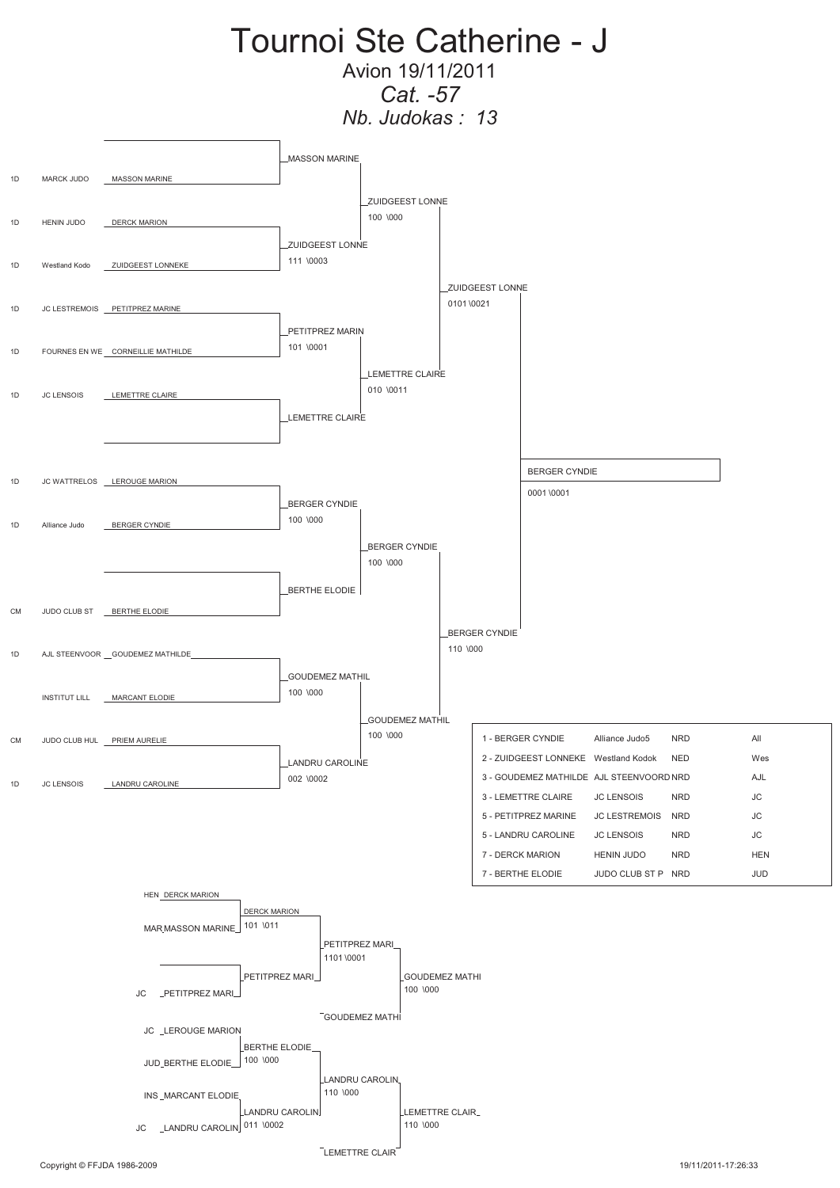# Tournoi Ste Catherine - J

Avion 19/11/2011

*Cat. -57*

*Nb. Judokas : 13*

## Tableau principal

| Grade | Club | Judoka |
|---|---|---|
| | | |
| 1D | MARCK JUDO | MASSON MARINE |
| 1D | HENIN JUDO | DERCK MARION |
| 1D | Westland Kodo | ZUIDGEEST LONNEKE |
| 1D | JC LESTREMOIS | PETITPREZ MARINE |
| 1D | FOURNES EN WE | CORNEILLIE MATHILDE |
| 1D | JC LENSOIS | LEMETTRE CLAIRE |
| | | |
| 1D | JC WATTRELOS | LEROUGE MARION |
| 1D | Alliance Judo | BERGER CYNDIE |
| | | |
| CM | JUDO CLUB ST | BERTHE ELODIE |
| 1D | AJL STEENVOOR | GOUDEMEZ MATHILDE |
| | INSTITUT LILL | MARCANT ELODIE |
| CM | JUDO CLUB HUL | PRIEM AURELIE |
| 1D | JC LENSOIS | LANDRU CAROLINE |

### Résultats des combats

- MASSON MARINE (exempt)
- DERCK MARION / ZUIDGEEST LONNEKE : ZUIDGEEST LONNE 111 \0003
- ZUIDGEEST LONNE 100 \000 (contre MASSON MARINE)
- PETITPREZ MARINE / CORNEILLIE MATHILDE : PETITPREZ MARIN 101 \0001
- LEMETTRE CLAIRE (exempt)
- LEMETTRE CLAIRE 010 \0011 (contre PETITPREZ MARIN)
- ZUIDGEEST LONNE 0101 \0021
- LEROUGE MARION / BERGER CYNDIE : BERGER CYNDIE 100 \000
- BERTHE ELODIE (exempt)
- BERGER CYNDIE 100 \000 (contre BERTHE ELODIE)
- GOUDEMEZ MATHILDE / MARCANT ELODIE : GOUDEMEZ MATHIL 100 \000
- PRIEM AURELIE / LANDRU CAROLINE : LANDRU CAROLINE 002 \0002
- GOUDEMEZ MATHIL 100 \000
- BERGER CYNDIE 110 \000
- **Finale : BERGER CYNDIE 0001 \0001**

## Classement

| Place | Judoka | Club | Ligue | |
|---|---|---|---|---|
| 1 | BERGER CYNDIE | Alliance Judo5 | NRD | All |
| 2 | ZUIDGEEST LONNEKE | Westland Kodok | NED | Wes |
| 3 | GOUDEMEZ MATHILDE | AJL STEENVOORD | NRD | AJL |
| 3 | LEMETTRE CLAIRE | JC LENSOIS | NRD | JC |
| 5 | PETITPREZ MARINE | JC LESTREMOIS | NRD | JC |
| 5 | LANDRU CAROLINE | JC LENSOIS | NRD | JC |
| 7 | DERCK MARION | HENIN JUDO | NRD | HEN |
| 7 | BERTHE ELODIE | JUDO CLUB ST P | NRD | JUD |

## Repêchages

- HEN DERCK MARION / MAR MASSON MARINE : DERCK MARION 101 \011
- PETITPREZ MARI (exempt) ; JC PETITPREZ MARI
- PETITPREZ MARI 1101 \0001 (contre DERCK MARION)
- GOUDEMEZ MATHI 100 \000 (contre PETITPREZ MARI)
- JC LEROUGE MARION / JUD BERTHE ELODIE : BERTHE ELODIE 100 \000
- INS MARCANT ELODIE / JC LANDRU CAROLIN : LANDRU CAROLIN 011 \0002
- LANDRU CAROLIN 110 \000 (contre BERTHE ELODIE)
- LEMETTRE CLAIR 110 \000 (contre LANDRU CAROLIN)

Copyright © FFJDA 1986-2009

19/11/2011-17:26:33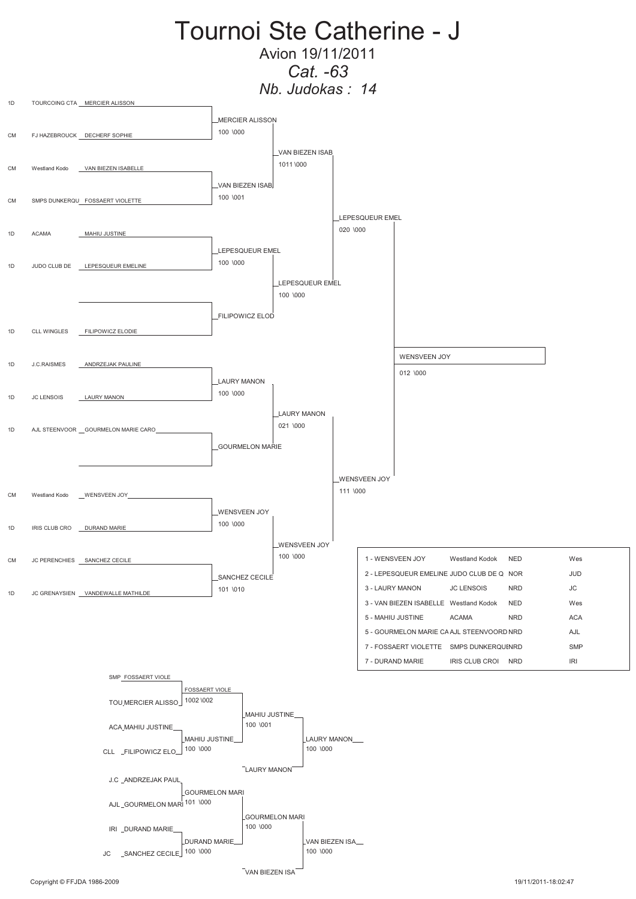# Tournoi Ste Catherine - J

Avion 19/11/2011

*Cat. -63*

*Nb. Judokas : 14*

## Tableau principal

| Niveau | Club | Judoka |
|---|---|---|
| 1D | TOURCOING CTA | MERCIER ALISSON |
| CM | FJ HAZEBROUCK | DECHERF SOPHIE |
| CM | Westland Kodo | VAN BIEZEN ISABELLE |
| CM | SMPS DUNKERQU | FOSSAERT VIOLETTE |
| 1D | ACAMA | MAHIU JUSTINE |
| 1D | JUDO CLUB DE | LEPESQUEUR EMELINE |
| | | |
| 1D | CLL WINGLES | FILIPOWICZ ELODIE |
| 1D | J.C.RAISMES | ANDRZEJAK PAULINE |
| 1D | JC LENSOIS | LAURY MANON |
| 1D | AJL STEENVOOR | GOURMELON MARIE CARO |
| | | |
| CM | Westland Kodo | WENSVEEN JOY |
| 1D | IRIS CLUB CRO | DURAND MARIE |
| CM | JC PERENCHIES | SANCHEZ CECILE |
| 1D | JC GRENAYSIEN | VANDEWALLE MATHILDE |

### Premier tour

- MERCIER ALISSON — 100 \000
- VAN BIEZEN ISAB — 100 \001
- LEPESQUEUR EMEL — 100 \000
- FILIPOWICZ ELOD
- LAURY MANON — 100 \000
- GOURMELON MARIE
- WENSVEEN JOY — 100 \000
- SANCHEZ CECILE — 101 \010

### Deuxième tour

- VAN BIEZEN ISAB — 1011 \000
- LEPESQUEUR EMEL — 100 \000
- LAURY MANON — 021 \000
- WENSVEEN JOY — 100 \000

### Demi-finales

- LEPESQUEUR EMEL — 020 \000
- WENSVEEN JOY — 111 \000

### Finale

- WENSVEEN JOY — 012 \000

## Classement

| Place | Judoka | Club | Ligue | |
|---|---|---|---|---|
| 1 | WENSVEEN JOY | Westland Kodok | NED | Wes |
| 2 | LEPESQUEUR EMELINE | JUDO CLUB DE Q | NOR | JUD |
| 3 | LAURY MANON | JC LENSOIS | NRD | JC |
| 3 | VAN BIEZEN ISABELLE | Westland Kodok | NED | Wes |
| 5 | MAHIU JUSTINE | ACAMA | NRD | ACA |
| 5 | GOURMELON MARIE CA | AJL STEENVOORD | NRD | AJL |
| 7 | FOSSAERT VIOLETTE | SMPS DUNKERQUE | NRD | SMP |
| 7 | DURAND MARIE | IRIS CLUB CROI | NRD | IRI |

## Repêchages

- SMP FOSSAERT VIOLE / TOU MERCIER ALISSO → FOSSAERT VIOLE — 1002 \002
- ACA MAHIU JUSTINE / CLL FILIPOWICZ ELO → MAHIU JUSTINE — 100 \000
- FOSSAERT VIOLE / MAHIU JUSTINE → MAHIU JUSTINE — 100 \001
- MAHIU JUSTINE / LAURY MANON → LAURY MANON — 100 \000
- J.C ANDRZEJAK PAUL / AJL GOURMELON MARI → GOURMELON MARI — 101 \000
- IRI DURAND MARIE / JC SANCHEZ CECILE → DURAND MARIE — 100 \000
- GOURMELON MARI / DURAND MARIE → GOURMELON MARI — 100 \000
- GOURMELON MARI / VAN BIEZEN ISA → VAN BIEZEN ISA — 100 \000

Copyright © FFJDA 1986-2009

19/11/2011-18:02:47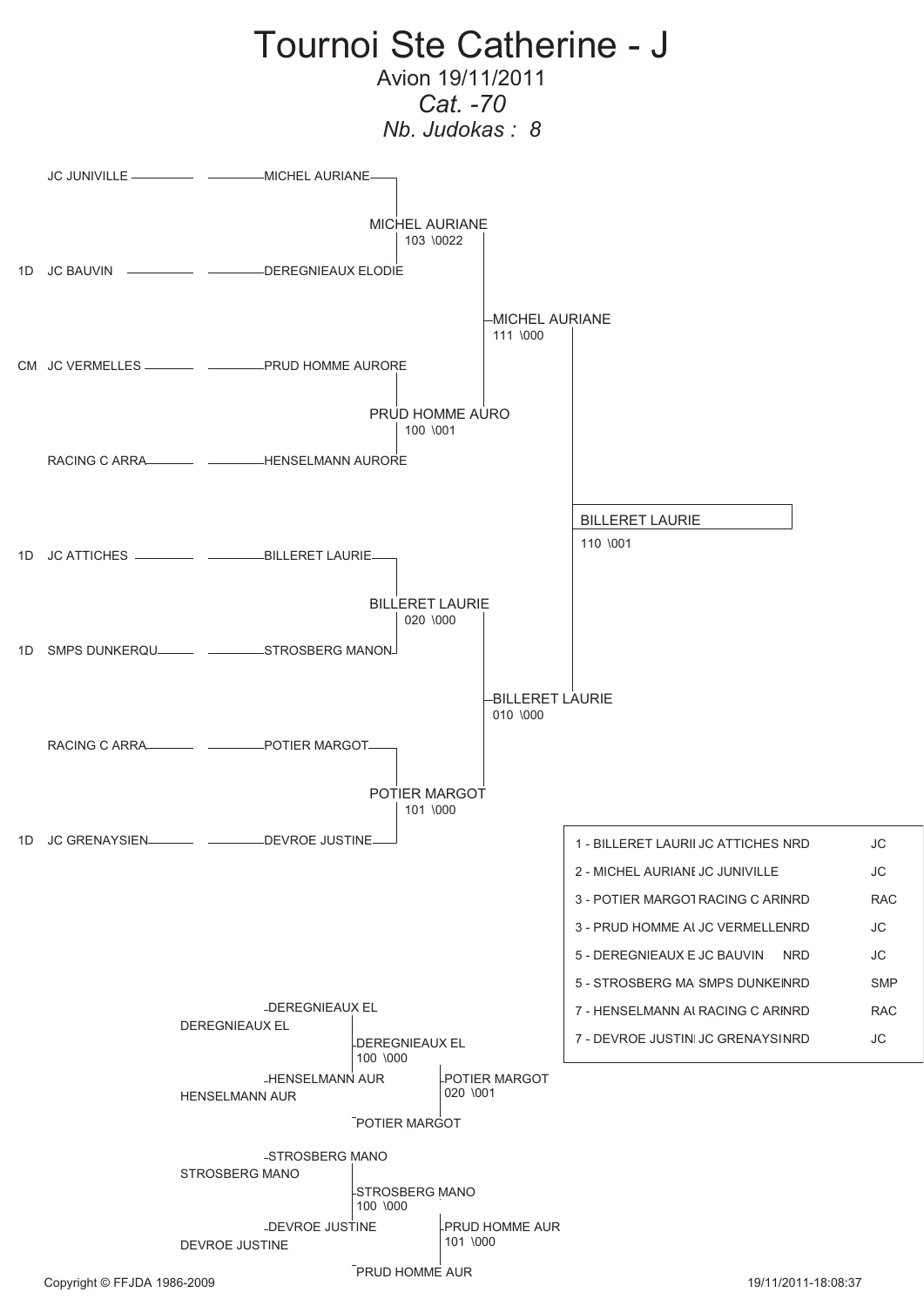# Tournoi Ste Catherine - J

Avion 19/11/2011

*Cat. -70*

*Nb. Judokas : 8*

| | Club | Judoka |
|---|---|---|
| | JC JUNIVILLE | MICHEL AURIANE |
| 1D | JC BAUVIN | DEREGNIEAUX ELODIE |
| CM | JC VERMELLES | PRUD HOMME AURORE |
| | RACING C ARRA | HENSELMANN AURORE |
| 1D | JC ATTICHES | BILLERET LAURIE |
| 1D | SMPS DUNKERQU | STROSBERG MANON |
| | RACING C ARRA | POTIER MARGOT |
| 1D | JC GRENAYSIEN | DEVROE JUSTINE |

**Tableau principal**

- MICHEL AURIANE vs DEREGNIEAUX ELODIE → MICHEL AURIANE 103 \0022
- PRUD HOMME AURORE vs HENSELMANN AURORE → PRUD HOMME AURO 100 \001
- BILLERET LAURIE vs STROSBERG MANON → BILLERET LAURIE 020 \000
- POTIER MARGOT vs DEVROE JUSTINE → POTIER MARGOT 101 \000
- MICHEL AURIANE vs PRUD HOMME AURO → MICHEL AURIANE 111 \000
- BILLERET LAURIE vs POTIER MARGOT → BILLERET LAURIE 010 \000
- Finale : MICHEL AURIANE vs BILLERET LAURIE → BILLERET LAURIE 110 \001

**Repêchages**

- DEREGNIEAUX EL vs HENSELMANN AUR → DEREGNIEAUX EL 100 \000
- DEREGNIEAUX EL vs POTIER MARGOT → POTIER MARGOT 020 \001
- STROSBERG MANO vs DEVROE JUSTINE → STROSBERG MANO 100 \000
- STROSBERG MANO vs PRUD HOMME AUR → PRUD HOMME AUR 101 \000

**Classement**

| Place | Judoka | Club | | |
|---|---|---|---|---|
| 1 | BILLERET LAURI | JC ATTICHES | NRD | JC |
| 2 | MICHEL AURIANE | JC JUNIVILLE | | JC |
| 3 | POTIER MARGOT | RACING C ARI | NRD | RAC |
| 3 | PRUD HOMME AI | JC VERMELLE | NRD | JC |
| 5 | DEREGNIEAUX E | JC BAUVIN | NRD | JC |
| 5 | STROSBERG MA | SMPS DUNKEI | NRD | SMP |
| 7 | HENSELMANN AI | RACING C ARI | NRD | RAC |
| 7 | DEVROE JUSTINI | JC GRENAYSI | NRD | JC |

Copyright © FFJDA 1986-2009

19/11/2011-18:08:37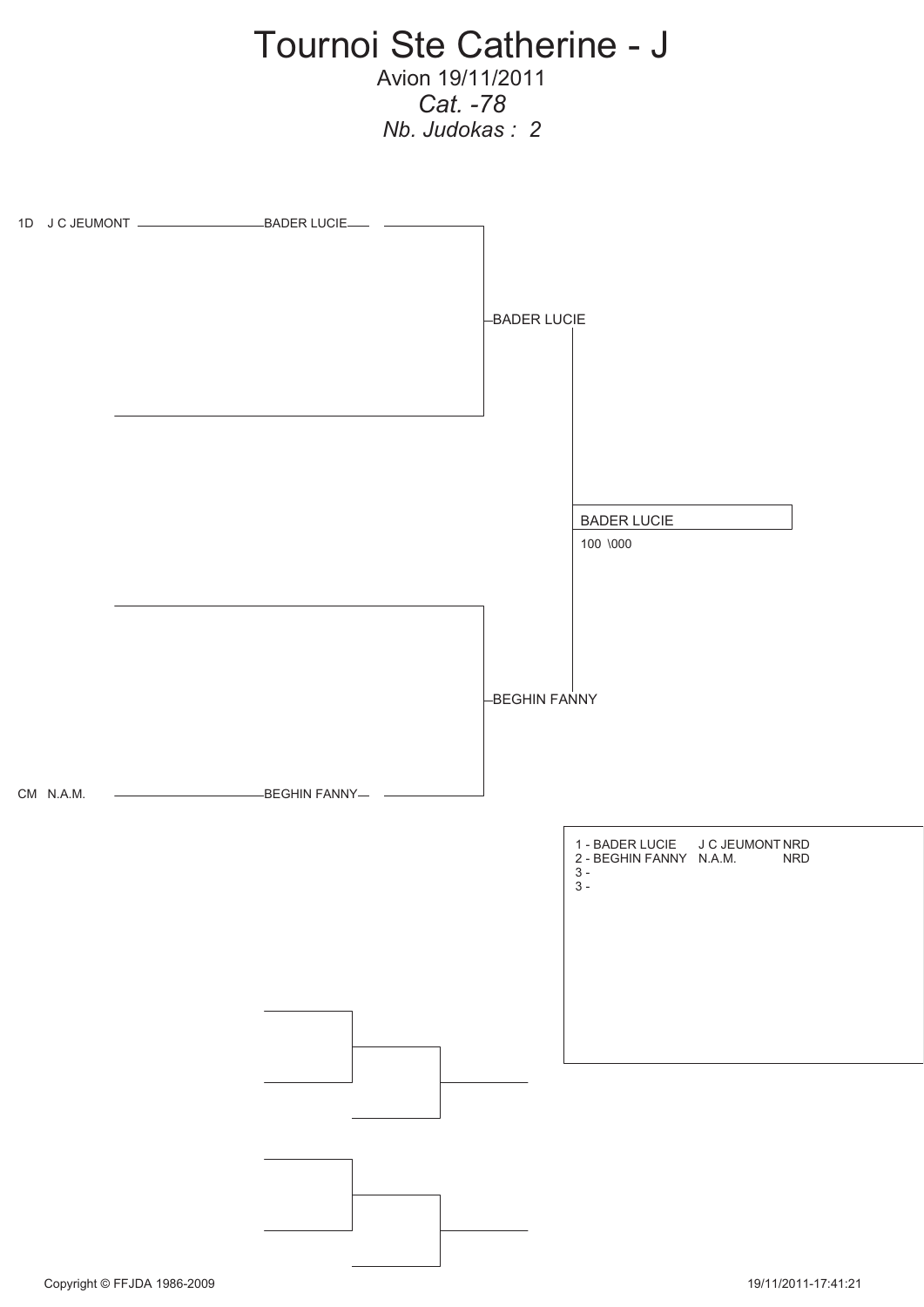# Tournoi Ste Catherine - J

Avion 19/11/2011

*Cat. -78*

*Nb. Judokas : 2*

1D J C JEUMONT — BADER LUCIE

BADER LUCIE

BADER LUCIE

100 \000

BEGHIN FANNY

CM N.A.M. — BEGHIN FANNY

1 - BADER LUCIE J C JEUMONT NRD
2 - BEGHIN FANNY N.A.M. NRD
3 -
3 -

Copyright © FFJDA 1986-2009

19/11/2011-17:41:21